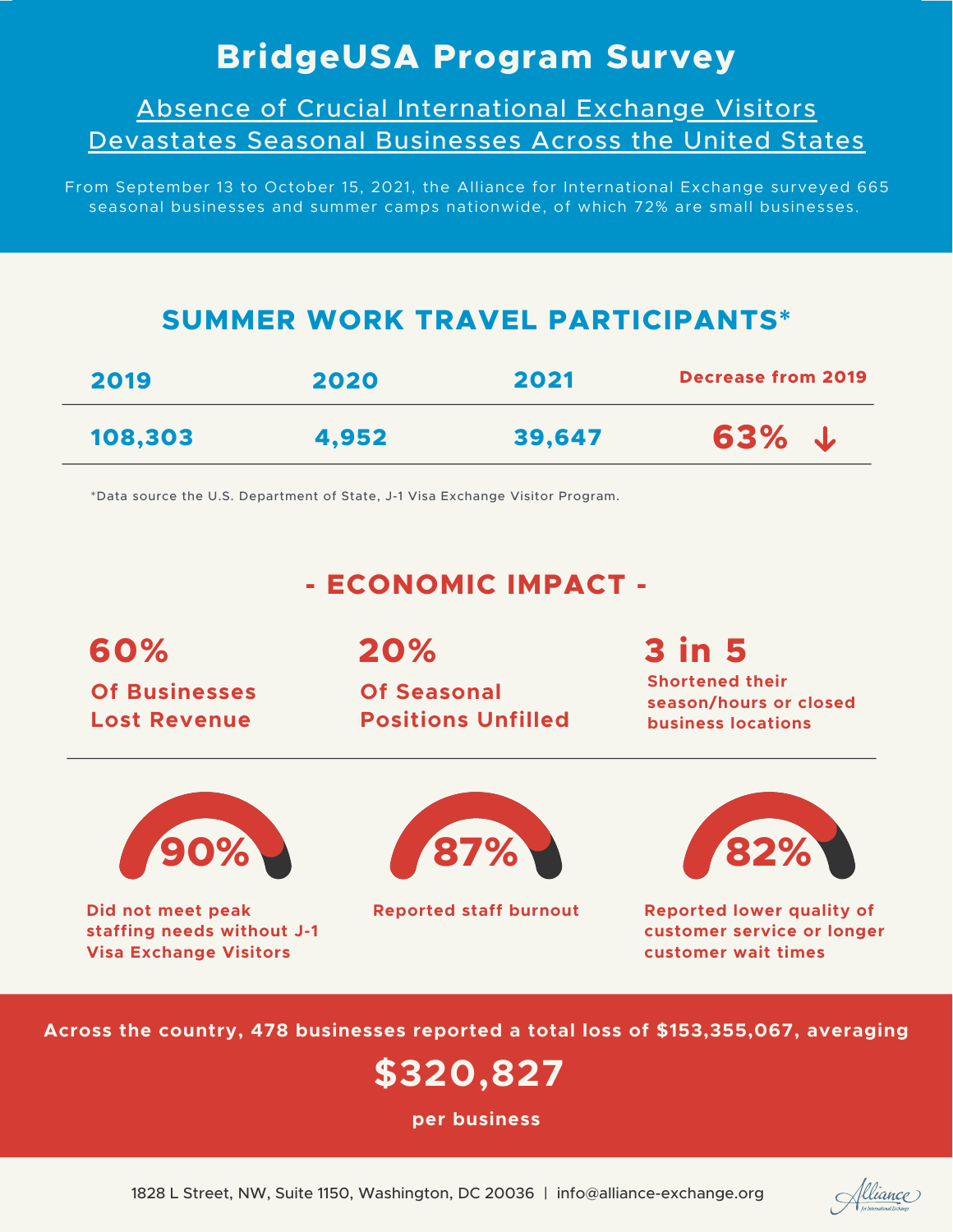# BridgeUSA Program Survey

## Absence of Crucial International Exchange Visitors Devastates Seasonal Businesses Across the United States

From September 13 to October 15, 2021, the Alliance for International Exchange surveyed 665 seasonal businesses and summer camps nationwide, of which 72% are small businesses.

## SUMMER WORK TRAVEL PARTICIPANTS*

| 2019 | 2020 | 2021 | Decrease from 2019 |
|---|---|---|---|
| 108,303 | 4,952 | 39,647 | 63% ↓ |

*Data source the U.S. Department of State, J-1 Visa Exchange Visitor Program.

## - ECONOMIC IMPACT -

**60%**
Of Businesses Lost Revenue

**20%**
Of Seasonal Positions Unfilled

**3 in 5**
Shortened their season/hours or closed business locations

**90%**
Did not meet peak staffing needs without J-1 Visa Exchange Visitors

**87%**
Reported staff burnout

**82%**
Reported lower quality of customer service or longer customer wait times

Across the country, 478 businesses reported a total loss of $153,355,067, averaging

**$320,827**

per business

1828 L Street, NW, Suite 1150, Washington, DC 20036 | info@alliance-exchange.org

Alliance for International Exchange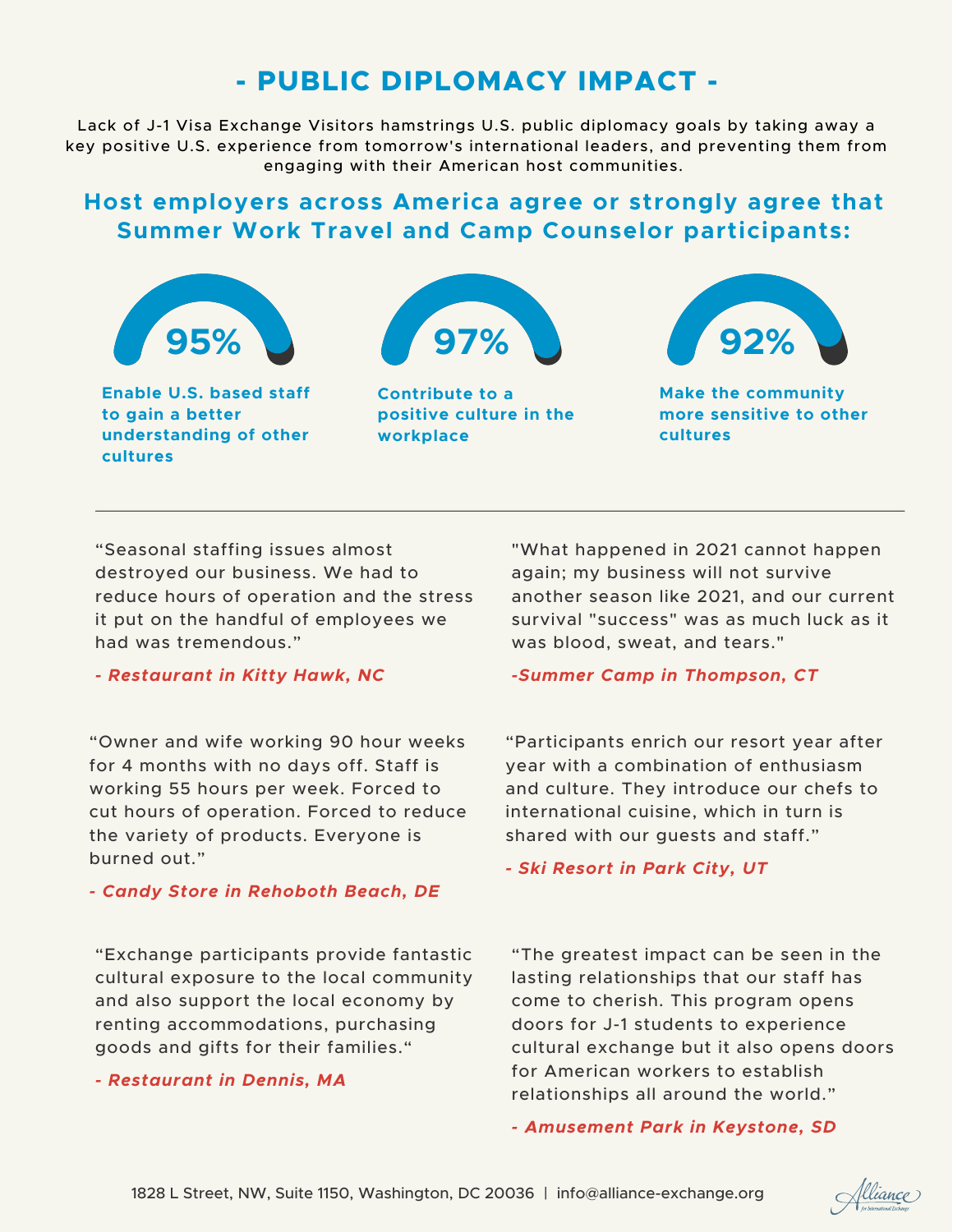# - PUBLIC DIPLOMACY IMPACT -

Lack of J-1 Visa Exchange Visitors hamstrings U.S. public diplomacy goals by taking away a key positive U.S. experience from tomorrow's international leaders, and preventing them from engaging with their American host communities.

## Host employers across America agree or strongly agree that Summer Work Travel and Camp Counselor participants:

95%

**Enable U.S. based staff to gain a better understanding of other cultures**

97%

**Contribute to a positive culture in the workplace**

92%

**Make the community more sensitive to other cultures**

---

"Seasonal staffing issues almost destroyed our business. We had to reduce hours of operation and the stress it put on the handful of employees we had was tremendous."

***- Restaurant in Kitty Hawk, NC***

"What happened in 2021 cannot happen again; my business will not survive another season like 2021, and our current survival "success" was as much luck as it was blood, sweat, and tears."

***-Summer Camp in Thompson, CT***

"Owner and wife working 90 hour weeks for 4 months with no days off. Staff is working 55 hours per week. Forced to cut hours of operation. Forced to reduce the variety of products. Everyone is burned out."

***- Candy Store in Rehoboth Beach, DE***

"Participants enrich our resort year after year with a combination of enthusiasm and culture. They introduce our chefs to international cuisine, which in turn is shared with our guests and staff."

***- Ski Resort in Park City, UT***

"Exchange participants provide fantastic cultural exposure to the local community and also support the local economy by renting accommodations, purchasing goods and gifts for their families."

***- Restaurant in Dennis, MA***

"The greatest impact can be seen in the lasting relationships that our staff has come to cherish. This program opens doors for J-1 students to experience cultural exchange but it also opens doors for American workers to establish relationships all around the world."

***- Amusement Park in Keystone, SD***

1828 L Street, NW, Suite 1150, Washington, DC 20036 | info@alliance-exchange.org

Alliance for International Exchange